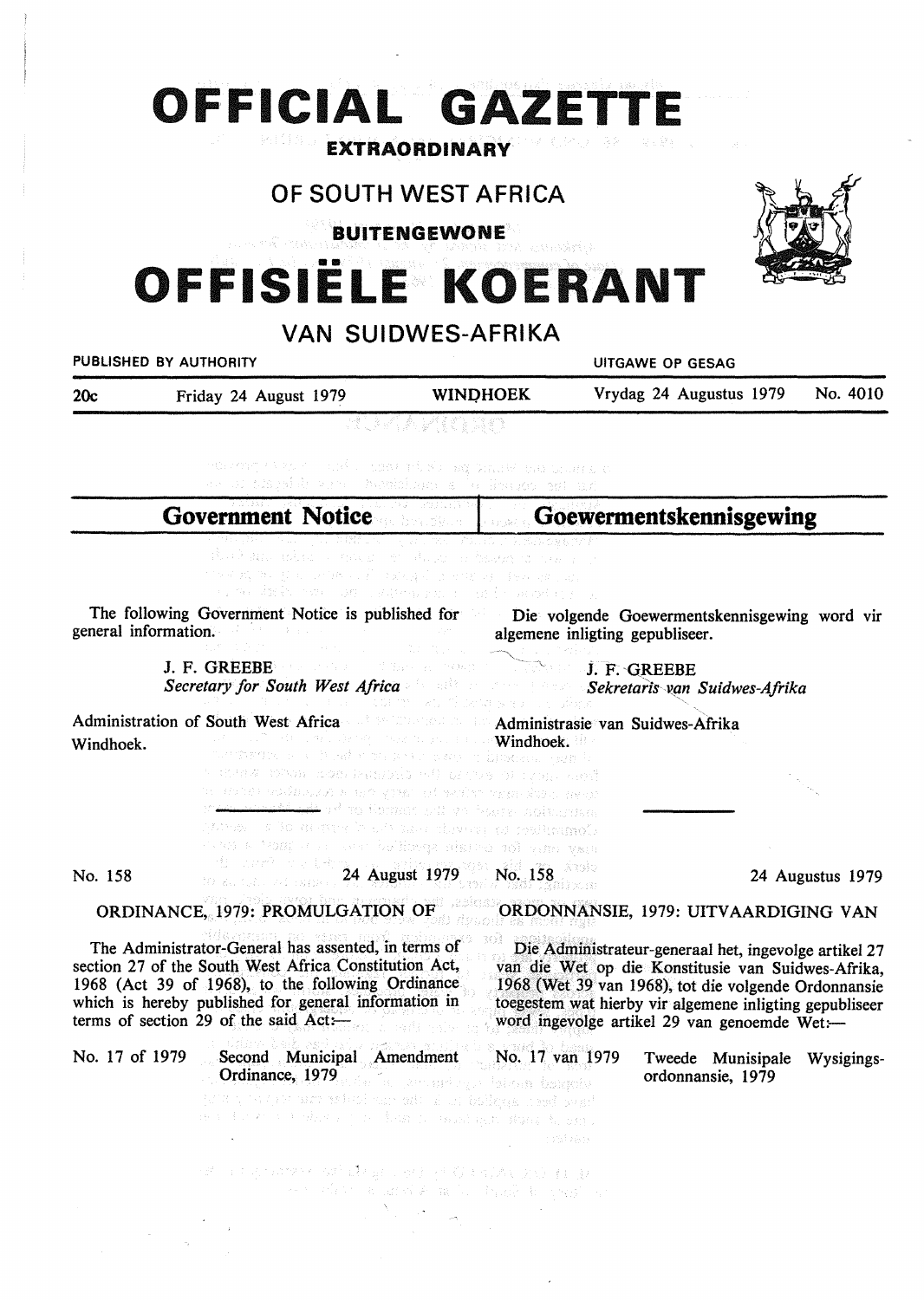# OFFICIAL GAZETTE

**EXTRAORDINARY**

## OF SOUTH WEST AFRICA

**BUITENGEWONE**

# OFFISIËLE KOERANT

## VAN SUIDWES-AFRIKA

PUBLISHED BY AUTHORITY — UITGAWE OP GESAG

20c — Friday 24 August 1979 — WINDHOEK — Vrydag 24 Augustus 1979 — No. 4010

## Government Notice

The following Government Notice is published for general information.

J. F. GREEBE
*Secretary for South West Africa*

Administration of South West Africa
Windhoek.

---

No. 158 — 24 August 1979

ORDINANCE, 1979: PROMULGATION OF

The Administrator-General has assented, in terms of section 27 of the South West Africa Constitution Act, 1968 (Act 39 of 1968), to the following Ordinance which is hereby published for general information in terms of section 29 of the said Act:—

No. 17 of 1979 — Second Municipal Amendment Ordinance, 1979

## Goewermentskennisgewing

Die volgende Goewermentskennisgewing word vir algemene inligting gepubliseer.

J. F. GREEBE
*Sekretaris van Suidwes-Afrika*

Administrasie van Suidwes-Afrika
Windhoek.

---

No. 158 — 24 Augustus 1979

ORDONNANSIE, 1979: UITVAARDIGING VAN

Die Administrateur-generaal het, ingevolge artikel 27 van die Wet op die Konstitusie van Suidwes-Afrika, 1968 (Wet 39 van 1968), tot die volgende Ordonnansie toegestem wat hierby vir algemene inligting gepubliseer word ingevolge artikel 29 van genoemde Wet:—

No. 17 van 1979 — Tweede Munisipale Wysigingsordonnansie, 1979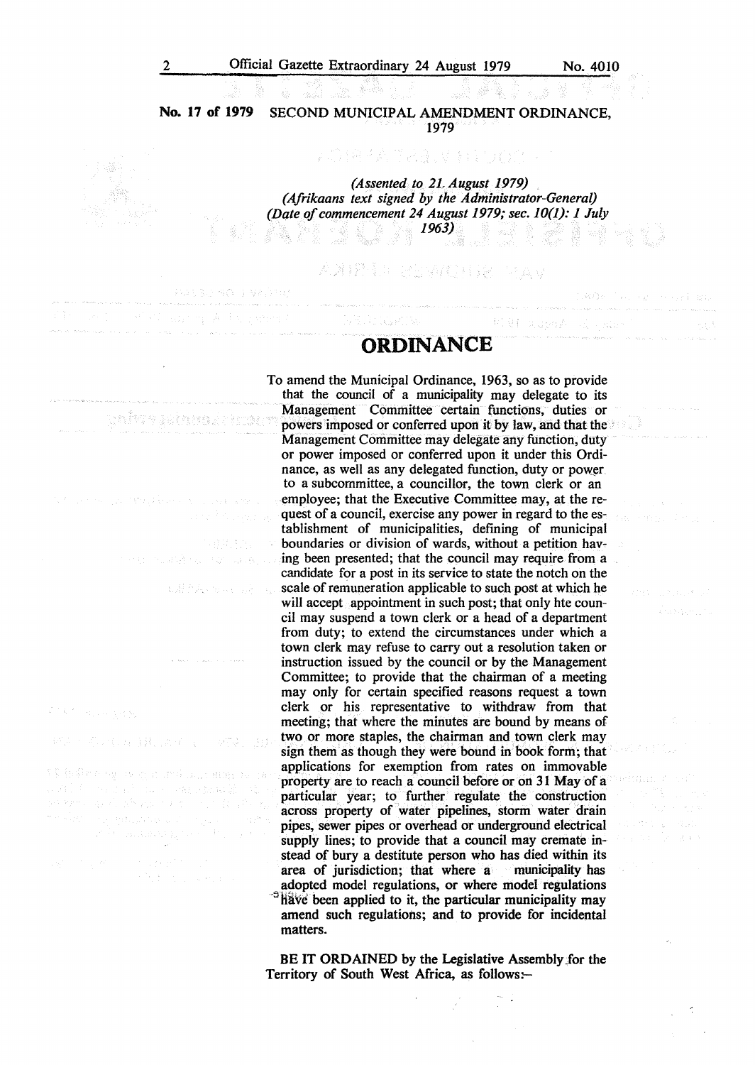**No. 17 of 1979** SECOND MUNICIPAL AMENDMENT ORDINANCE, 1979

*(Assented to 21 August 1979)*
*(Afrikaans text signed by the Administrator-General)*
*(Date of commencement 24 August 1979; sec. 10(1): 1 July 1963)*

# ORDINANCE

To amend the Municipal Ordinance, 1963, so as to provide that the council of a municipality may delegate to its Management Committee certain functions, duties or powers imposed or conferred upon it by law, and that the Management Committee may delegate any function, duty or power imposed or conferred upon it under this Ordinance, as well as any delegated function, duty or power to a subcommittee, a councillor, the town clerk or an employee; that the Executive Committee may, at the request of a council, exercise any power in regard to the establishment of municipalities, defining of municipal boundaries or division of wards, without a petition having been presented; that the council may require from a candidate for a post in its service to state the notch on the scale of remuneration applicable to such post at which he will accept appointment in such post; that only hte council may suspend a town clerk or a head of a department from duty; to extend the circumstances under which a town clerk may refuse to carry out a resolution taken or instruction issued by the council or by the Management Committee; to provide that the chairman of a meeting may only for certain specified reasons request a town clerk or his representative to withdraw from that meeting; that where the minutes are bound by means of two or more staples, the chairman and town clerk may sign them as though they were bound in book form; that applications for exemption from rates on immovable property are to reach a council before or on 31 May of a particular year; to further regulate the construction across property of water pipelines, storm water drain pipes, sewer pipes or overhead or underground electrical supply lines; to provide that a council may cremate instead of bury a destitute person who has died within its area of jurisdiction; that where a municipality has adopted model regulations, or where model regulations have been applied to it, the particular municipality may amend such regulations; and to provide for incidental matters.

BE IT ORDAINED by the Legislative Assembly for the Territory of South West Africa, as follows:-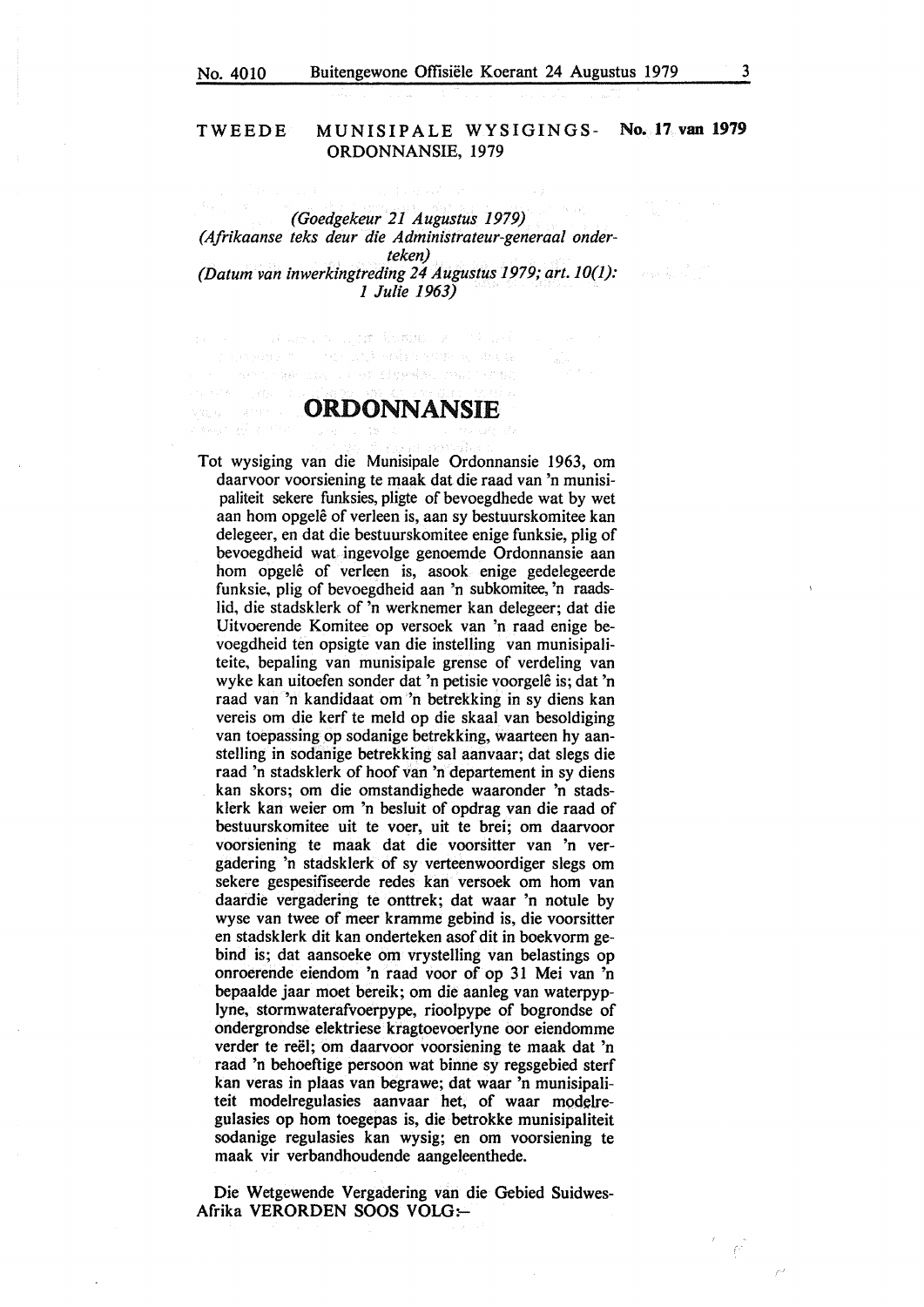TWEEDE MUNISIPALE WYSIGINGS-ORDONNANSIE, 1979 **No. 17 van 1979**

*(Goedgekeur 21 Augustus 1979)*
*(Afrikaanse teks deur die Administrateur-generaal onderteken)*
*(Datum van inwerkingtreding 24 Augustus 1979; art. 10(1): 1 Julie 1963)*

# ORDONNANSIE

Tot wysiging van die Munisipale Ordonnansie 1963, om daarvoor voorsiening te maak dat die raad van 'n munisipaliteit sekere funksies, pligte of bevoegdhede wat by wet aan hom opgelê of verleen is, aan sy bestuurskomitee kan delegeer, en dat die bestuurskomitee enige funksie, plig of bevoegdheid wat ingevolge genoemde Ordonnansie aan hom opgelê of verleen is, asook enige gedelegeerde funksie, plig of bevoegdheid aan 'n subkomitee, 'n raadslid, die stadsklerk of 'n werknemer kan delegeer; dat die Uitvoerende Komitee op versoek van 'n raad enige bevoegdheid ten opsigte van die instelling van munisipaliteite, bepaling van munisipale grense of verdeling van wyke kan uitoefen sonder dat 'n petisie voorgelê is; dat 'n raad van 'n kandidaat om 'n betrekking in sy diens kan vereis om die kerf te meld op die skaal van besoldiging van toepassing op sodanige betrekking, waarteen hy aanstelling in sodanige betrekking sal aanvaar; dat slegs die raad 'n stadsklerk of hoof van 'n departement in sy diens kan skors; om die omstandighede waaronder 'n stadsklerk kan weier om 'n besluit of opdrag van die raad of bestuurskomitee uit te voer, uit te brei; om daarvoor voorsiening te maak dat die voorsitter van 'n vergadering 'n stadsklerk of sy verteenwoordiger slegs om sekere gespesifiseerde redes kan versoek om hom van daardie vergadering te onttrek; dat waar 'n notule by wyse van twee of meer kramme gebind is, die voorsitter en stadsklerk dit kan onderteken asof dit in boekvorm gebind is; dat aansoeke om vrystelling van belastings op onroerende eiendom 'n raad voor of op 31 Mei van 'n bepaalde jaar moet bereik; om die aanleg van waterpyplyne, stormwaterafvoerpype, rioolpype of bogrondse of ondergrondse elektriese kragtoevoerlyne oor eiendomme verder te reël; om daarvoor voorsiening te maak dat 'n raad 'n behoeftige persoon wat binne sy regsgebied sterf kan veras in plaas van begrawe; dat waar 'n munisipaliteit modelregulasies aanvaar het, of waar modelregulasies op hom toegepas is, die betrokke munisipaliteit sodanige regulasies kan wysig; en om voorsiening te maak vir verbandhoudende aangeleenthede.

Die Wetgewende Vergadering van die Gebied Suidwes-Afrika VERORDEN SOOS VOLG:–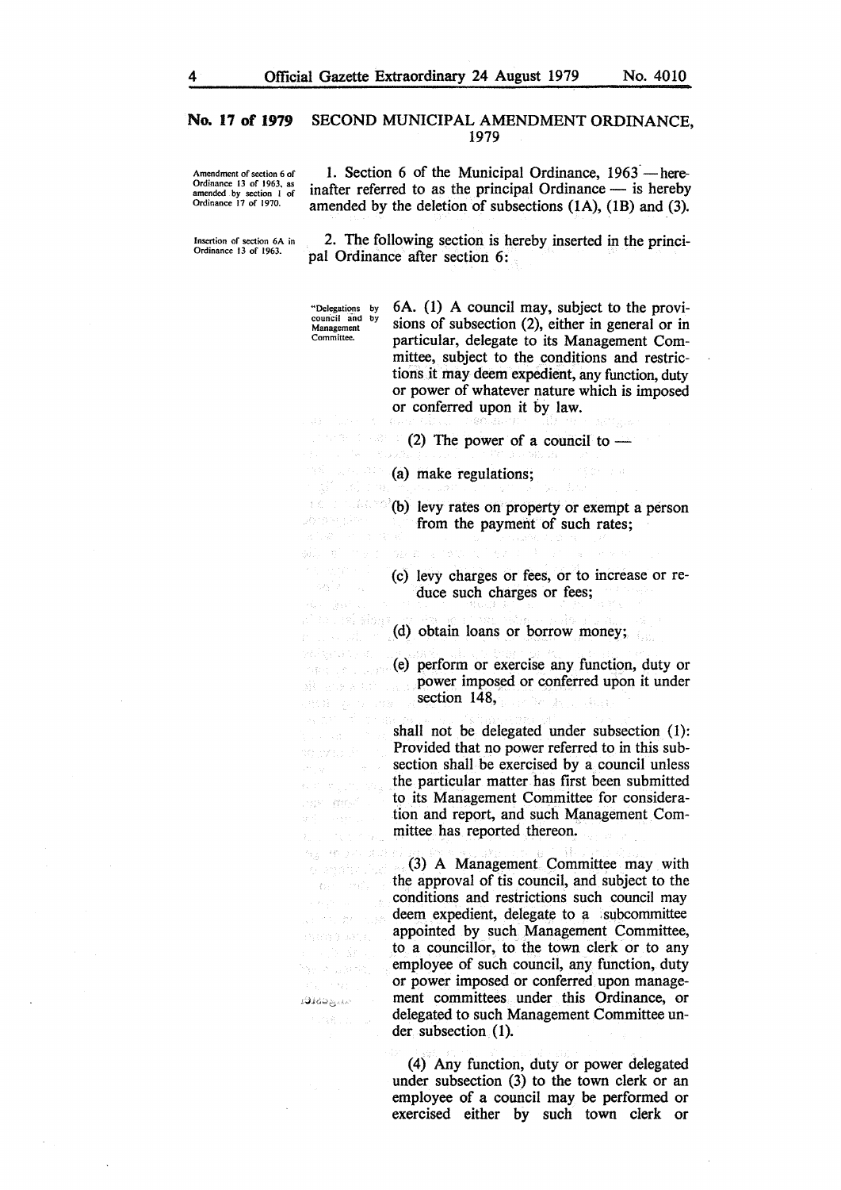## No. 17 of 1979 SECOND MUNICIPAL AMENDMENT ORDINANCE, 1979

*Amendment of section 6 of Ordinance 13 of 1963, as amended by section 1 of Ordinance 17 of 1970.*

1. Section 6 of the Municipal Ordinance, 1963 — hereinafter referred to as the principal Ordinance — is hereby amended by the deletion of subsections (1A), (1B) and (3).

*Insertion of section 6A in Ordinance 13 of 1963.*

2. The following section is hereby inserted in the principal Ordinance after section 6:

*"Delegations by council and by Management Committee.*

6A. (1) A council may, subject to the provisions of subsection (2), either in general or in particular, delegate to its Management Committee, subject to the conditions and restrictions it may deem expedient, any function, duty or power of whatever nature which is imposed or conferred upon it by law.

(2) The power of a council to —

(a) make regulations;

(b) levy rates on property or exempt a person from the payment of such rates;

(c) levy charges or fees, or to increase or reduce such charges or fees;

(d) obtain loans or borrow money;

(e) perform or exercise any function, duty or power imposed or conferred upon it under section 148,

shall not be delegated under subsection (1): Provided that no power referred to in this subsection shall be exercised by a council unless the particular matter has first been submitted to its Management Committee for consideration and report, and such Management Committee has reported thereon.

(3) A Management Committee may with the approval of tis council, and subject to the conditions and restrictions such council may deem expedient, delegate to a subcommittee appointed by such Management Committee, to a councillor, to the town clerk or to any employee of such council, any function, duty or power imposed or conferred upon management committees under this Ordinance, or delegated to such Management Committee under subsection (1).

(4) Any function, duty or power delegated under subsection (3) to the town clerk or an employee of a council may be performed or exercised either by such town clerk or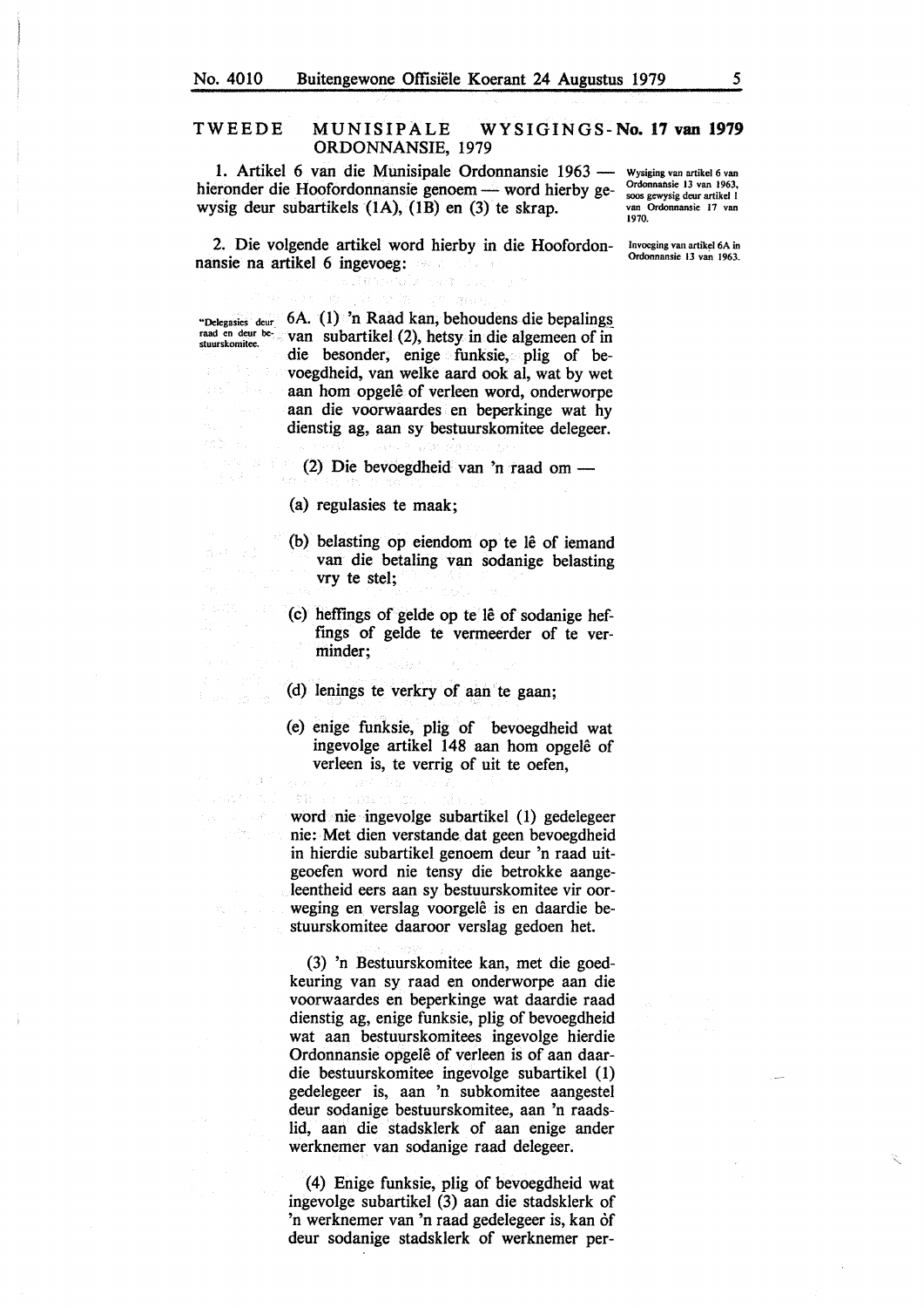## TWEEDE MUNISIPALE WYSIGINGS-ORDONNANSIE, 1979 — No. 17 van 1979

*Wysiging van artikel 6 van Ordonnansie 13 van 1963, soos gewysig deur artikel 1 van Ordonnansie 17 van 1970.*

1. Artikel 6 van die Munisipale Ordonnansie 1963 — hieronder die Hoofordonnansie genoem — word hierby gewysig deur subartikels (1A), (1B) en (3) te skrap.

*Invoeging van artikel 6A in Ordonnansie 13 van 1963.*

2. Die volgende artikel word hierby in die Hoofordonnansie na artikel 6 ingevoeg:

"Delegasies deur raad en deur bestuurskomitee.

6A. (1) 'n Raad kan, behoudens die bepalings van subartikel (2), hetsy in die algemeen of in die besonder, enige funksie, plig of bevoegdheid, van welke aard ook al, wat by wet aan hom opgelê of verleen word, onderworpe aan die voorwaardes en beperkinge wat hy dienstig ag, aan sy bestuurskomitee delegeer.

(2) Die bevoegdheid van 'n raad om —

(a) regulasies te maak;

(b) belasting op eiendom op te lê of iemand van die betaling van sodanige belasting vry te stel;

(c) heffings of gelde op te lê of sodanige heffings of gelde te vermeerder of te verminder;

(d) lenings te verkry of aan te gaan;

(e) enige funksie, plig of bevoegdheid wat ingevolge artikel 148 aan hom opgelê of verleen is, te verrig of uit te oefen,

word nie ingevolge subartikel (1) gedelegeer nie: Met dien verstande dat geen bevoegdheid in hierdie subartikel genoem deur 'n raad uitgeoefen word nie tensy die betrokke aangeleentheid eers aan sy bestuurskomitee vir oorweging en verslag voorgelê is en daardie bestuurskomitee daaroor verslag gedoen het.

(3) 'n Bestuurskomitee kan, met die goedkeuring van sy raad en onderworpe aan die voorwaardes en beperkinge wat daardie raad dienstig ag, enige funksie, plig of bevoegdheid wat aan bestuurskomitees ingevolge hierdie Ordonnansie opgelê of verleen is of aan daardie bestuurskomitee ingevolge subartikel (1) gedelegeer is, aan 'n subkomitee aangestel deur sodanige bestuurskomitee, aan 'n raadslid, aan die stadsklerk of aan enige ander werknemer van sodanige raad delegeer.

(4) Enige funksie, plig of bevoegdheid wat ingevolge subartikel (3) aan die stadsklerk of 'n werknemer van 'n raad gedelegeer is, kan òf deur sodanige stadsklerk of werknemer per-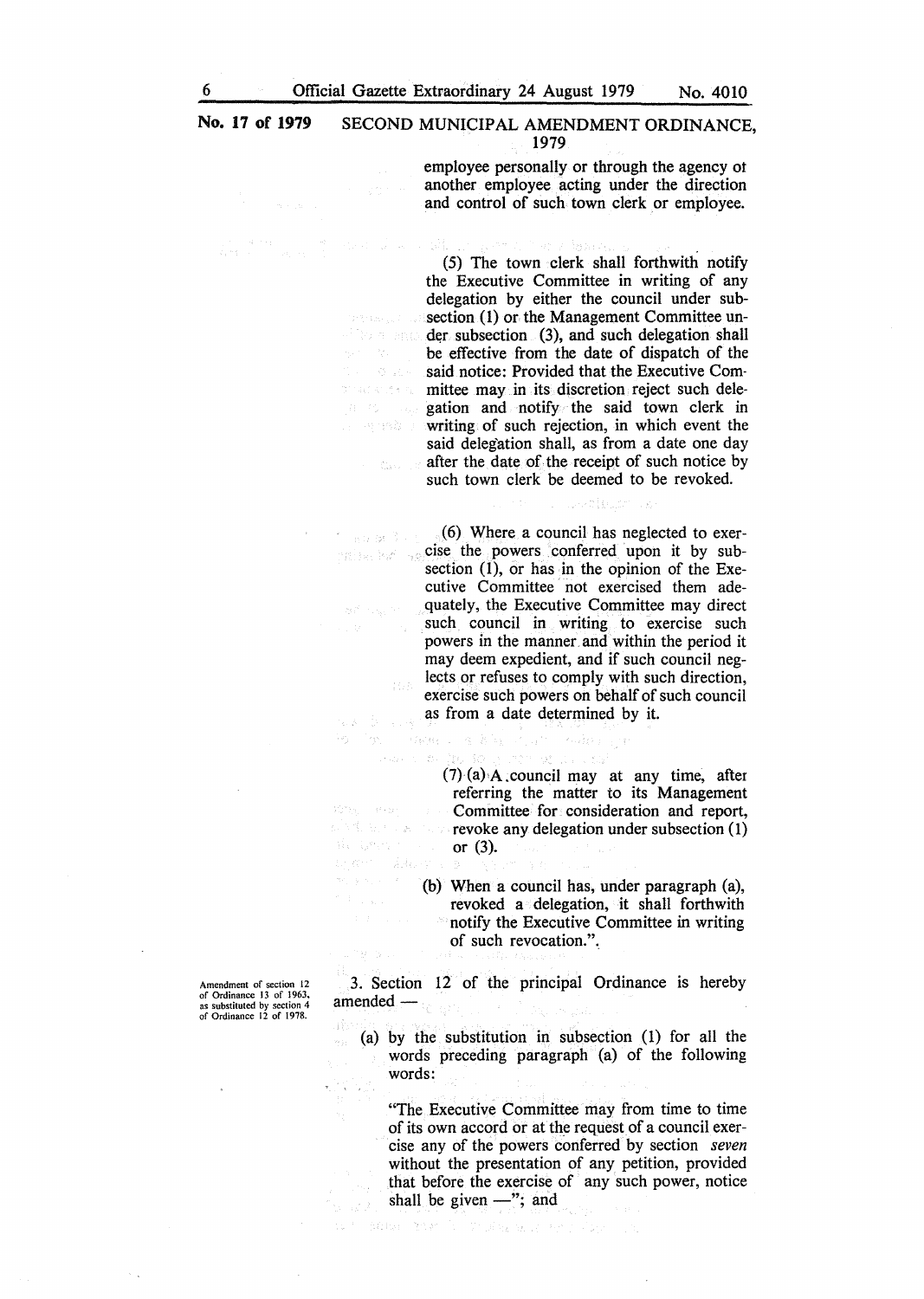employee personally or through the agency of another employee acting under the direction and control of such town clerk or employee.

(5) The town clerk shall forthwith notify the Executive Committee in writing of any delegation by either the council under subsection (1) or the Management Committee under subsection (3), and such delegation shall be effective from the date of dispatch of the said notice: Provided that the Executive Committee may in its discretion reject such delegation and notify the said town clerk in writing of such rejection, in which event the said delegation shall, as from a date one day after the date of the receipt of such notice by such town clerk be deemed to be revoked.

(6) Where a council has neglected to exercise the powers conferred upon it by subsection (1), or has in the opinion of the Executive Committee not exercised them adequately, the Executive Committee may direct such council in writing to exercise such powers in the manner and within the period it may deem expedient, and if such council neglects or refuses to comply with such direction, exercise such powers on behalf of such council as from a date determined by it.

(7) (a) A council may at any time, after referring the matter to its Management Committee for consideration and report, revoke any delegation under subsection (1) or (3).

(b) When a council has, under paragraph (a), revoked a delegation, it shall forthwith notify the Executive Committee in writing of such revocation.".

Amendment of section 12 of Ordinance 13 of 1963, as substituted by section 4 of Ordinance 12 of 1978.

3. Section 12 of the principal Ordinance is hereby amended —

(a) by the substitution in subsection (1) for all the words preceding paragraph (a) of the following words:

"The Executive Committee may from time to time of its own accord or at the request of a council exercise any of the powers conferred by section *seven* without the presentation of any petition, provided that before the exercise of any such power, notice shall be given —"; and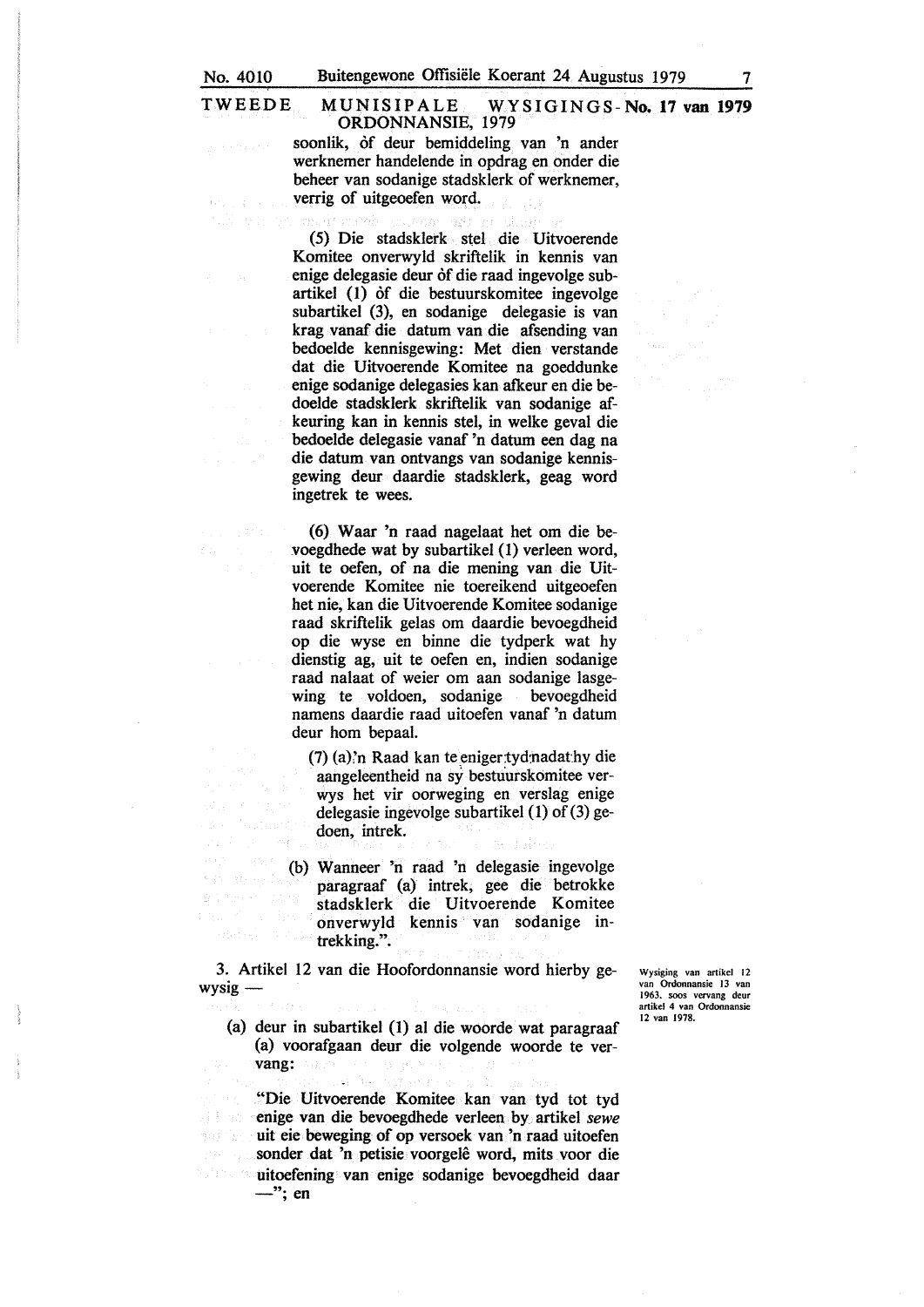soonlik, òf deur bemiddeling van 'n ander werknemer handelende in opdrag en onder die beheer van sodanige stadsklerk of werknemer, verrig of uitgeoefen word.

(5) Die stadsklerk stel die Uitvoerende Komitee onverwyld skriftelik in kennis van enige delegasie deur òf die raad ingevolge subartikel (1) òf die bestuurskomitee ingevolge subartikel (3), en sodanige delegasie is van krag vanaf die datum van die afsending van bedoelde kennisgewing: Met dien verstande dat die Uitvoerende Komitee na goeddunke enige sodanige delegasies kan afkeur en die bedoelde stadsklerk skriftelik van sodanige afkeuring kan in kennis stel, in welke geval die bedoelde delegasie vanaf 'n datum een dag na die datum van ontvangs van sodanige kennisgewing deur daardie stadsklerk, geag word ingetrek te wees.

(6) Waar 'n raad nagelaat het om die bevoegdhede wat by subartikel (1) verleen word, uit te oefen, of na die mening van die Uitvoerende Komitee nie toereikend uitgeoefen het nie, kan die Uitvoerende Komitee sodanige raad skriftelik gelas om daardie bevoegdheid op die wyse en binne die tydperk wat hy dienstig ag, uit te oefen en, indien sodanige raad nalaat of weier om aan sodanige lasgewing te voldoen, sodanige bevoegdheid namens daardie raad uitoefen vanaf 'n datum deur hom bepaal.

(7) (a) 'n Raad kan te eniger tyd nadat hy die aangeleentheid na sy bestuurskomitee verwys het vir oorweging en verslag enige delegasie ingevolge subartikel (1) of (3) gedoen, intrek.

(b) Wanneer 'n raad 'n delegasie ingevolge paragraaf (a) intrek, gee die betrokke stadsklerk die Uitvoerende Komitee onverwyld kennis van sodanige intrekking.".

*Wysiging van artikel 12 van Ordonnansie 13 van 1963, soos vervang deur artikel 4 van Ordonnansie 12 van 1978.*

3. Artikel 12 van die Hoofordonnansie word hierby gewysig —

(a) deur in subartikel (1) al die woorde wat paragraaf (a) voorafgaan deur die volgende woorde te vervang:

"Die Uitvoerende Komitee kan van tyd tot tyd enige van die bevoegdhede verleen by artikel *sewe* uit eie beweging of op versoek van 'n raad uitoefen sonder dat 'n petisie voorgelê word, mits voor die uitoefening van enige sodanige bevoegdheid daar —"; en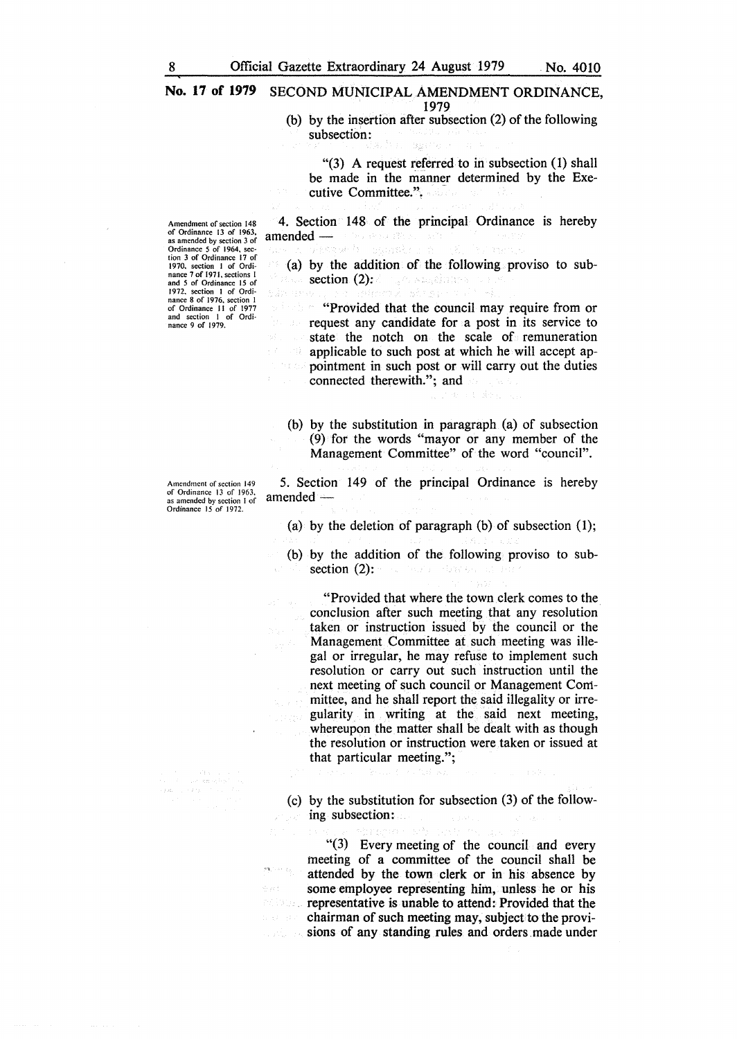**No. 17 of 1979** SECOND MUNICIPAL AMENDMENT ORDINANCE, 1979

(b) by the insertion after subsection (2) of the following subsection:

"(3) A request referred to in subsection (1) shall be made in the manner determined by the Executive Committee.".

Amendment of section 148 of Ordinance 13 of 1963, as amended by section 3 of Ordinance 5 of 1964, section 3 of Ordinance 17 of 1970, section 1 of Ordinance 7 of 1971, sections 1 and 5 of Ordinance 15 of 1972, section 1 of Ordinance 8 of 1976, section 1 of Ordinance 11 of 1977 and section 1 of Ordinance 9 of 1979.

4. Section 148 of the principal Ordinance is hereby amended —

(a) by the addition of the following proviso to subsection (2):

"Provided that the council may require from or request any candidate for a post in its service to state the notch on the scale of remuneration applicable to such post at which he will accept appointment in such post or will carry out the duties connected therewith."; and

(b) by the substitution in paragraph (a) of subsection (9) for the words "mayor or any member of the Management Committee" of the word "council".

Amendment of section 149 of Ordinance 13 of 1963, as amended by section 1 of Ordinance 15 of 1972.

5. Section 149 of the principal Ordinance is hereby amended —

(a) by the deletion of paragraph (b) of subsection (1);

(b) by the addition of the following proviso to subsection (2):

"Provided that where the town clerk comes to the conclusion after such meeting that any resolution taken or instruction issued by the council or the Management Committee at such meeting was illegal or irregular, he may refuse to implement such resolution or carry out such instruction until the next meeting of such council or Management Committee, and he shall report the said illegality or irregularity in writing at the said next meeting, whereupon the matter shall be dealt with as though the resolution or instruction were taken or issued at that particular meeting.";

(c) by the substitution for subsection (3) of the following subsection:

"(3) Every meeting of the council and every meeting of a committee of the council shall be attended by the town clerk or in his absence by some employee representing him, unless he or his representative is unable to attend: Provided that the chairman of such meeting may, subject to the provisions of any standing rules and orders made under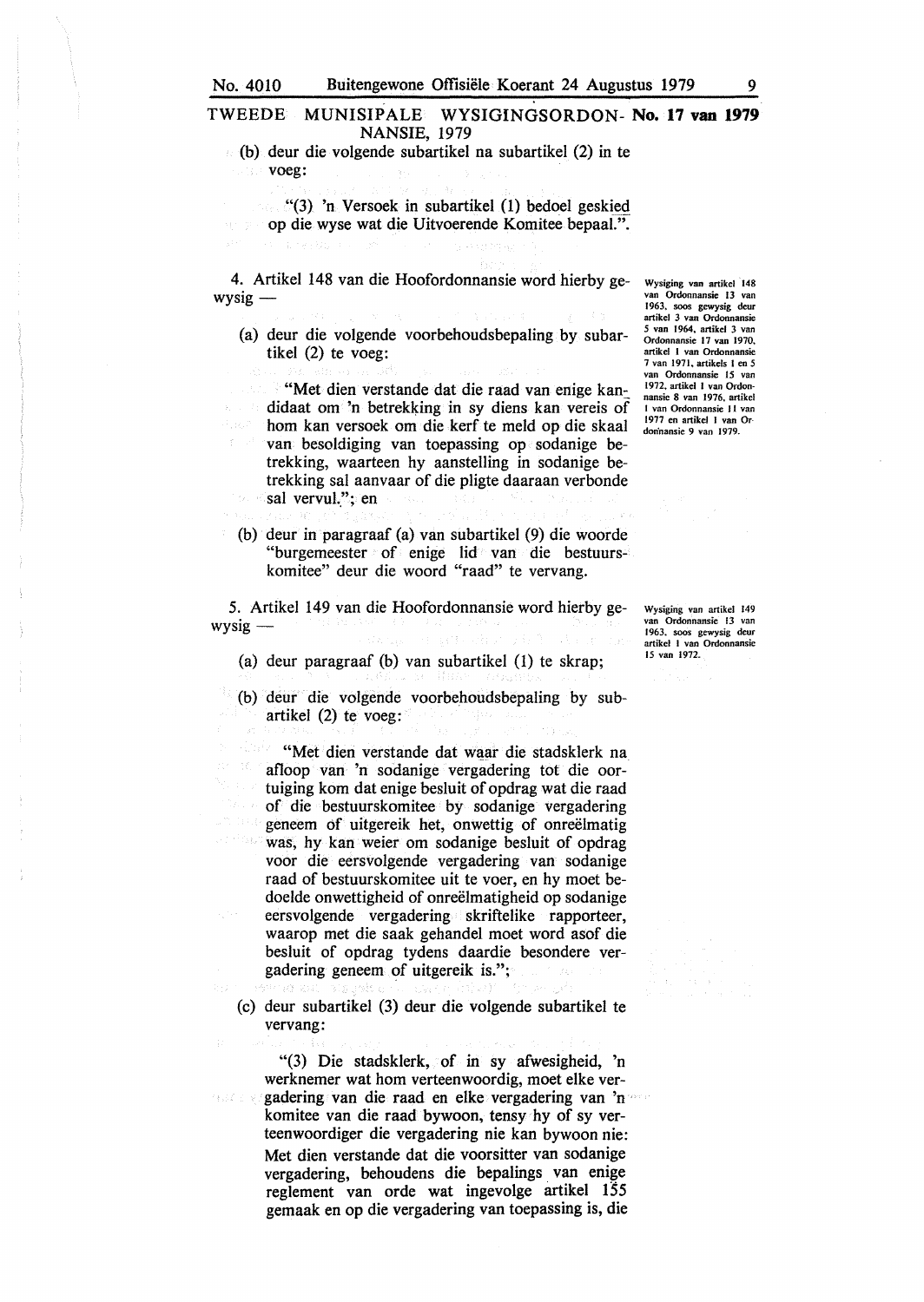**TWEEDE MUNISIPALE WYSIGINGSORDONNANSIE, 1979** — **No. 17 van 1979**

(b) deur die volgende subartikel na subartikel (2) in te voeg:

"(3) 'n Versoek in subartikel (1) bedoel geskied op die wyse wat die Uitvoerende Komitee bepaal.".

*Wysiging van artikel 148 van Ordonnansie 13 van 1963, soos gewysig deur artikel 3 van Ordonnansie 5 van 1964, artikel 3 van Ordonnansie 17 van 1970, artikel 1 van Ordonnansie 7 van 1971, artikels 1 en 5 van Ordonnansie 15 van 1972, artikel 1 van Ordonnansie 8 van 1976, artikel 1 van Ordonnansie 11 van 1977 en artikel 1 van Ordonnansie 9 van 1979.*

4. Artikel 148 van die Hoofordonnansie word hierby gewysig —

(a) deur die volgende voorbehoudsbepaling by subartikel (2) te voeg:

"Met dien verstande dat die raad van enige kandidaat om 'n betrekking in sy diens kan vereis of hom kan versoek om die kerf te meld op die skaal van besoldiging van toepassing op sodanige betrekking, waarteen hy aanstelling in sodanige betrekking sal aanvaar of die pligte daaraan verbonde sal vervul."; en

(b) deur in paragraaf (a) van subartikel (9) die woorde "burgemeester of enige lid van die bestuurskomitee" deur die woord "raad" te vervang.

*Wysiging van artikel 149 van Ordonnansie 13 van 1963, soos gewysig deur artikel 1 van Ordonnansie 15 van 1972.*

5. Artikel 149 van die Hoofordonnansie word hierby gewysig —

(a) deur paragraaf (b) van subartikel (1) te skrap;

(b) deur die volgende voorbehoudsbepaling by subartikel (2) te voeg:

"Met dien verstande dat waar die stadsklerk na afloop van 'n sodanige vergadering tot die oortuiging kom dat enige besluit of opdrag wat die raad of die bestuurskomitee by sodanige vergadering geneem of uitgereik het, onwettig of onreëlmatig was, hy kan weier om sodanige besluit of opdrag voor die eersvolgende vergadering van sodanige raad of bestuurskomitee uit te voer, en hy moet bedoelde onwettigheid of onreëlmatigheid op sodanige eersvolgende vergadering skriftelike rapporteer, waarop met die saak gehandel moet word asof die besluit of opdrag tydens daardie besondere vergadering geneem of uitgereik is.";

(c) deur subartikel (3) deur die volgende subartikel te vervang:

"(3) Die stadsklerk, of in sy afwesigheid, 'n werknemer wat hom verteenwoordig, moet elke vergadering van die raad en elke vergadering van 'n komitee van die raad bywoon, tensy hy of sy verteenwoordiger die vergadering nie kan bywoon nie: Met dien verstande dat die voorsitter van sodanige vergadering, behoudens die bepalings van enige reglement van orde wat ingevolge artikel 155 gemaak en op die vergadering van toepassing is, die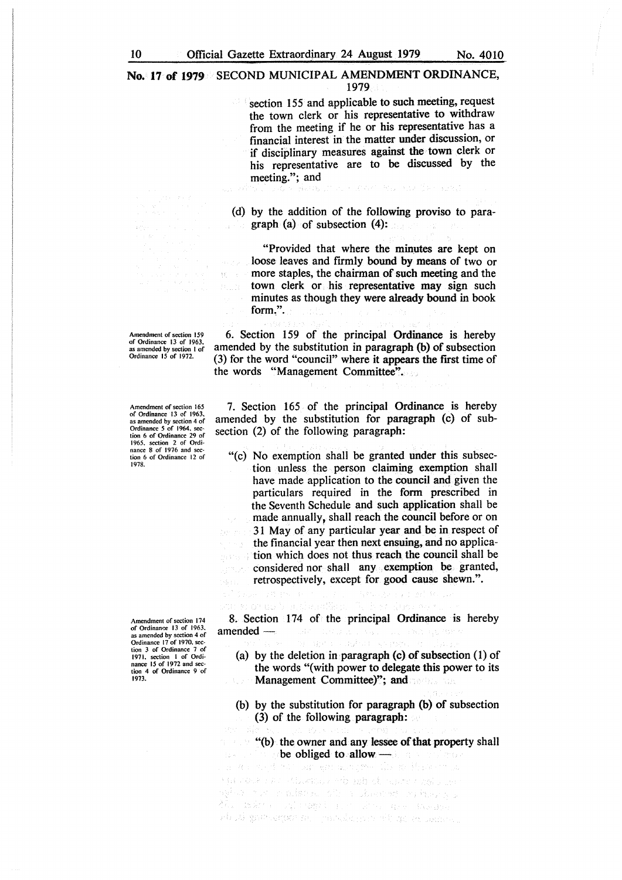**No. 17 of 1979** SECOND MUNICIPAL AMENDMENT ORDINANCE, 1979

section 155 and applicable to such meeting, request the town clerk or his representative to withdraw from the meeting if he or his representative has a financial interest in the matter under discussion, or if disciplinary measures against the town clerk or his representative are to be discussed by the meeting."; and

(d) by the addition of the following proviso to paragraph (a) of subsection (4):

"Provided that where the minutes are kept on loose leaves and firmly bound by means of two or more staples, the chairman of such meeting and the town clerk or his representative may sign such minutes as though they were already bound in book form.".

Amendment of section 159 of Ordinance 13 of 1963, as amended by section 1 of Ordinance 15 of 1972.

6. Section 159 of the principal Ordinance is hereby amended by the substitution in paragraph (b) of subsection (3) for the word "council" where it appears the first time of the words "Management Committee".

Amendment of section 165 of Ordinance 13 of 1963, as amended by section 4 of Ordinance 5 of 1964, section 6 of Ordinance 29 of 1965, section 2 of Ordinance 8 of 1976 and section 6 of Ordinance 12 of 1978.

7. Section 165 of the principal Ordinance is hereby amended by the substitution for paragraph (c) of subsection (2) of the following paragraph:

"(c) No exemption shall be granted under this subsection unless the person claiming exemption shall have made application to the council and given the particulars required in the form prescribed in the Seventh Schedule and such application shall be made annually, shall reach the council before or on 31 May of any particular year and be in respect of the financial year then next ensuing, and no application which does not thus reach the council shall be considered nor shall any exemption be granted, retrospectively, except for good cause shewn.".

Amendment of section 174 of Ordinance 13 of 1963, as amended by section 4 of Ordinance 17 of 1970, section 3 of Ordinance 7 of 1971, section 1 of Ordinance 15 of 1972 and section 4 of Ordinance 9 of 1973.

8. Section 174 of the principal Ordinance is hereby amended —

(a) by the deletion in paragraph (c) of subsection (1) of the words "(with power to delegate this power to its Management Committee)"; and

(b) by the substitution for paragraph (b) of subsection (3) of the following paragraph:

"(b) the owner and any lessee of that property shall be obliged to allow —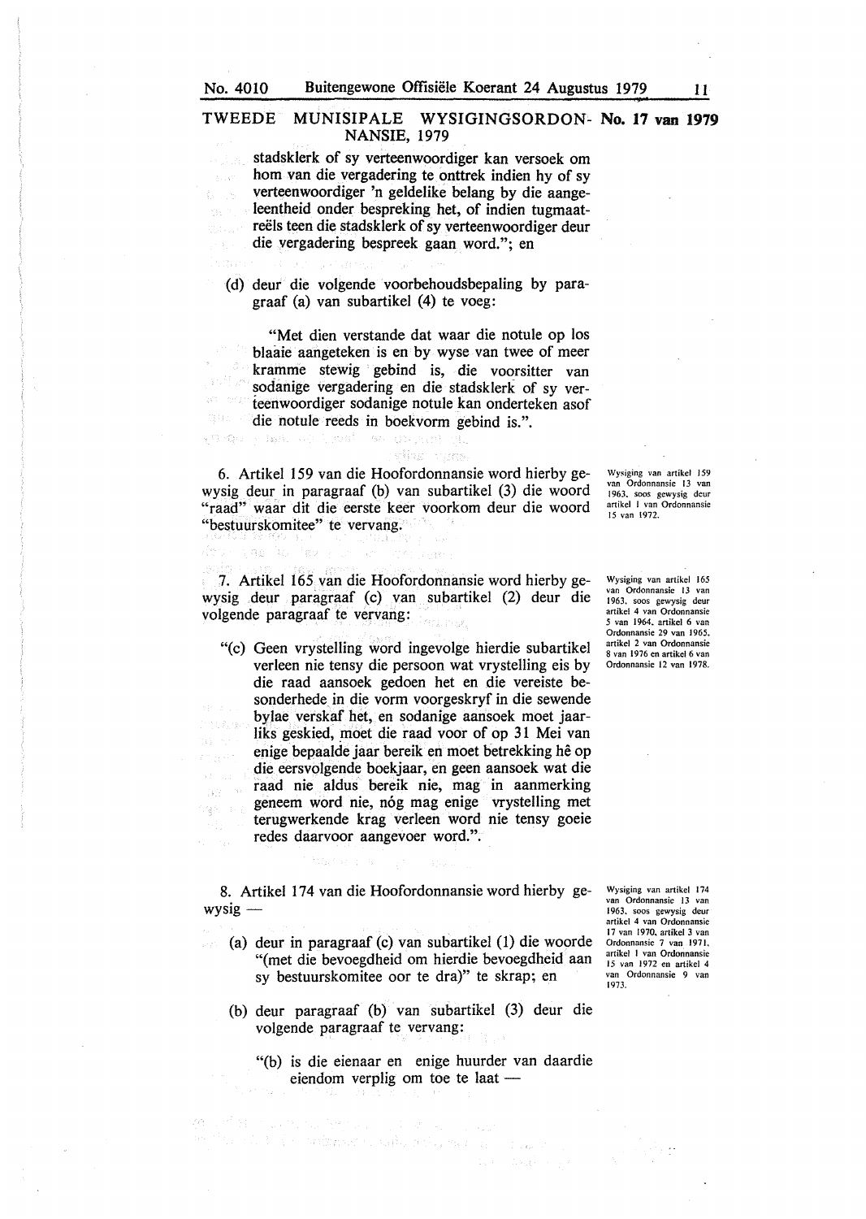stadsklerk of sy verteenwoordiger kan versoek om hom van die vergadering te onttrek indien hy of sy verteenwoordiger 'n geldelike belang by die aangeleentheid onder bespreking het, of indien tugmaatreëls teen die stadsklerk of sy verteenwoordiger deur die vergadering bespreek gaan word."; en

(d) deur die volgende voorbehoudsbepaling by paragraaf (a) van subartikel (4) te voeg:

"Met dien verstande dat waar die notule op los blaaie aangeteken is en by wyse van twee of meer kramme stewig gebind is, die voorsitter van sodanige vergadering en die stadsklerk of sy verteenwoordiger sodanige notule kan onderteken asof die notule reeds in boekvorm gebind is.".

Wysiging van artikel 159 van Ordonnansie 13 van 1963, soos gewysig deur artikel 1 van Ordonnansie 15 van 1972.

6. Artikel 159 van die Hoofordonnansie word hierby gewysig deur in paragraaf (b) van subartikel (3) die woord "raad" waar dit die eerste keer voorkom deur die woord "bestuurskomitee" te vervang.

Wysiging van artikel 165 van Ordonnansie 13 van 1963, soos gewysig deur artikel 4 van Ordonnansie 5 van 1964, artikel 6 van Ordonnansie 29 van 1965, artikel 2 van Ordonnansie 8 van 1976 en artikel 6 van Ordonnansie 12 van 1978.

7. Artikel 165 van die Hoofordonnansie word hierby gewysig deur paragraaf (c) van subartikel (2) deur die volgende paragraaf te vervang:

"(c) Geen vrystelling word ingevolge hierdie subartikel verleen nie tensy die persoon wat vrystelling eis by die raad aansoek gedoen het en die vereiste besonderhede in die vorm voorgeskryf in die sewende bylae verskaf het, en sodanige aansoek moet jaarliks geskied, moet die raad voor of op 31 Mei van enige bepaalde jaar bereik en moet betrekking hê op die eersvolgende boekjaar, en geen aansoek wat die raad nie aldus bereik nie, mag in aanmerking geneem word nie, nóg mag enige vrystelling met terugwerkende krag verleen word nie tensy goeie redes daarvoor aangevoer word.".

Wysiging van artikel 174 van Ordonnansie 13 van 1963, soos gewysig deur artikel 4 van Ordonnansie 17 van 1970, artikel 3 van Ordonnansie 7 van 1971, artikel 1 van Ordonnansie 15 van 1972 en artikel 4 van Ordonnansie 9 van 1973.

8. Artikel 174 van die Hoofordonnansie word hierby gewysig —

(a) deur in paragraaf (c) van subartikel (1) die woorde "(met die bevoegdheid om hierdie bevoegdheid aan sy bestuurskomitee oor te dra)" te skrap; en

(b) deur paragraaf (b) van subartikel (3) deur die volgende paragraaf te vervang:

"(b) is die eienaar en enige huurder van daardie eiendom verplig om toe te laat —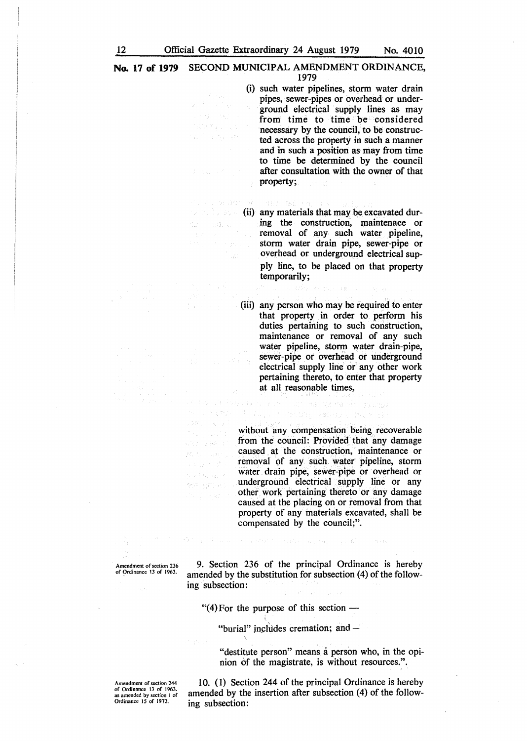**No. 17 of 1979** SECOND MUNICIPAL AMENDMENT ORDINANCE, 1979

(i) such water pipelines, storm water drain pipes, sewer-pipes or overhead or underground electrical supply lines as may from time to time be considered necessary by the council, to be constructed across the property in such a manner and in such a position as may from time to time be determined by the council after consultation with the owner of that property;

(ii) any materials that may be excavated during the construction, maintenace or removal of any such water pipeline, storm water drain pipe, sewer-pipe or overhead or underground electrical supply line, to be placed on that property temporarily;

(iii) any person who may be required to enter that property in order to perform his duties pertaining to such construction, maintenance or removal of any such water pipeline, storm water drain-pipe, sewer-pipe or overhead or underground electrical supply line or any other work pertaining thereto, to enter that property at all reasonable times,

without any compensation being recoverable from the council: Provided that any damage caused at the construction, maintenance or removal of any such water pipeline, storm water drain pipe, sewer-pipe or overhead or underground electrical supply line or any other work pertaining thereto or any damage caused at the placing on or removal from that property of any materials excavated, shall be compensated by the council;".

Amendment of section 236 of Ordinance 13 of 1963.

9. Section 236 of the principal Ordinance is hereby amended by the substitution for subsection (4) of the following subsection:

"(4) For the purpose of this section —

"burial" includes cremation; and —

"destitute person" means a person who, in the opinion of the magistrate, is without resources.".

Amendment of section 244 of Ordinance 13 of 1963, as amended by section 1 of Ordinance 15 of 1972.

10. (1) Section 244 of the principal Ordinance is hereby amended by the insertion after subsection (4) of the following subsection: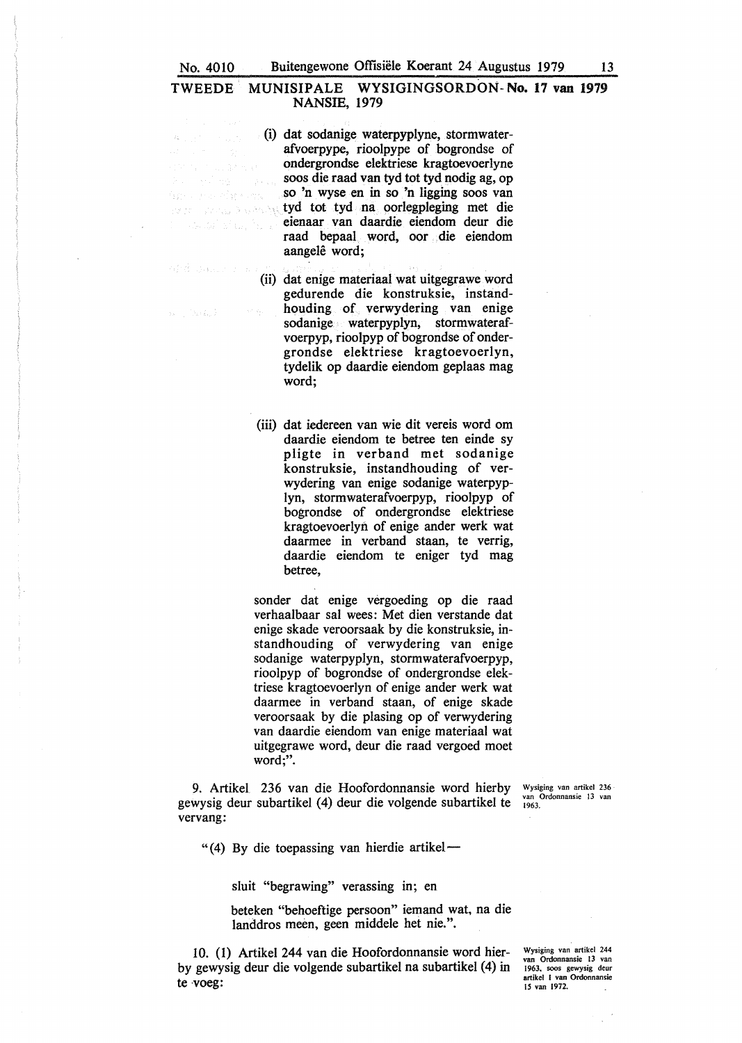TWEEDE MUNISIPALE WYSIGINGSORDONNANSIE, 1979 — No. 17 van 1979

(i) dat sodanige waterpyplyne, stormwaterafvoerpype, rioolpype of bogrondse of ondergrondse elektriese kragtoevoerlyne soos die raad van tyd tot tyd nodig ag, op so 'n wyse en in so 'n ligging soos van tyd tot tyd na oorlegpleging met die eienaar van daardie eiendom deur die raad bepaal word, oor die eiendom aangelê word;

(ii) dat enige materiaal wat uitgegrawe word gedurende die konstruksie, instandhouding of verwydering van enige sodanige waterpyplyn, stormwaterafvoerpyp, rioolpyp of bogrondse of ondergrondse elektriese kragtoevoerlyn, tydelik op daardie eiendom geplaas mag word;

(iii) dat iedereen van wie dit vereis word om daardie eiendom te betree ten einde sy pligte in verband met sodanige konstruksie, instandhouding of verwydering van enige sodanige waterpyplyn, stormwaterafvoerpyp, rioolpyp of bogrondse of ondergrondse elektriese kragtoevoerlyn of enige ander werk wat daarmee in verband staan, te verrig, daardie eiendom te eniger tyd mag betree,

sonder dat enige vergoeding op die raad verhaalbaar sal wees: Met dien verstande dat enige skade veroorsaak by die konstruksie, instandhouding of verwydering van enige sodanige waterpyplyn, stormwaterafvoerpyp, rioolpyp of bogrondse of ondergrondse elektriese kragtoevoerlyn of enige ander werk wat daarmee in verband staan, of enige skade veroorsaak by die plasing op of verwydering van daardie eiendom van enige materiaal wat uitgegrawe word, deur die raad vergoed moet word;".

*Wysiging van artikel 236 van Ordonnansie 13 van 1963.*

9. Artikel 236 van die Hoofordonnansie word hierby gewysig deur subartikel (4) deur die volgende subartikel te vervang:

"(4) By die toepassing van hierdie artikel—

sluit "begrawing" verassing in; en

beteken "behoeftige persoon" iemand wat, na die landdros meen, geen middele het nie.".

*Wysiging van artikel 244 van Ordonnansie 13 van 1963, soos gewysig deur artikel 1 van Ordonnansie 15 van 1972.*

10. (1) Artikel 244 van die Hoofordonnansie word hierby gewysig deur die volgende subartikel na subartikel (4) in te voeg: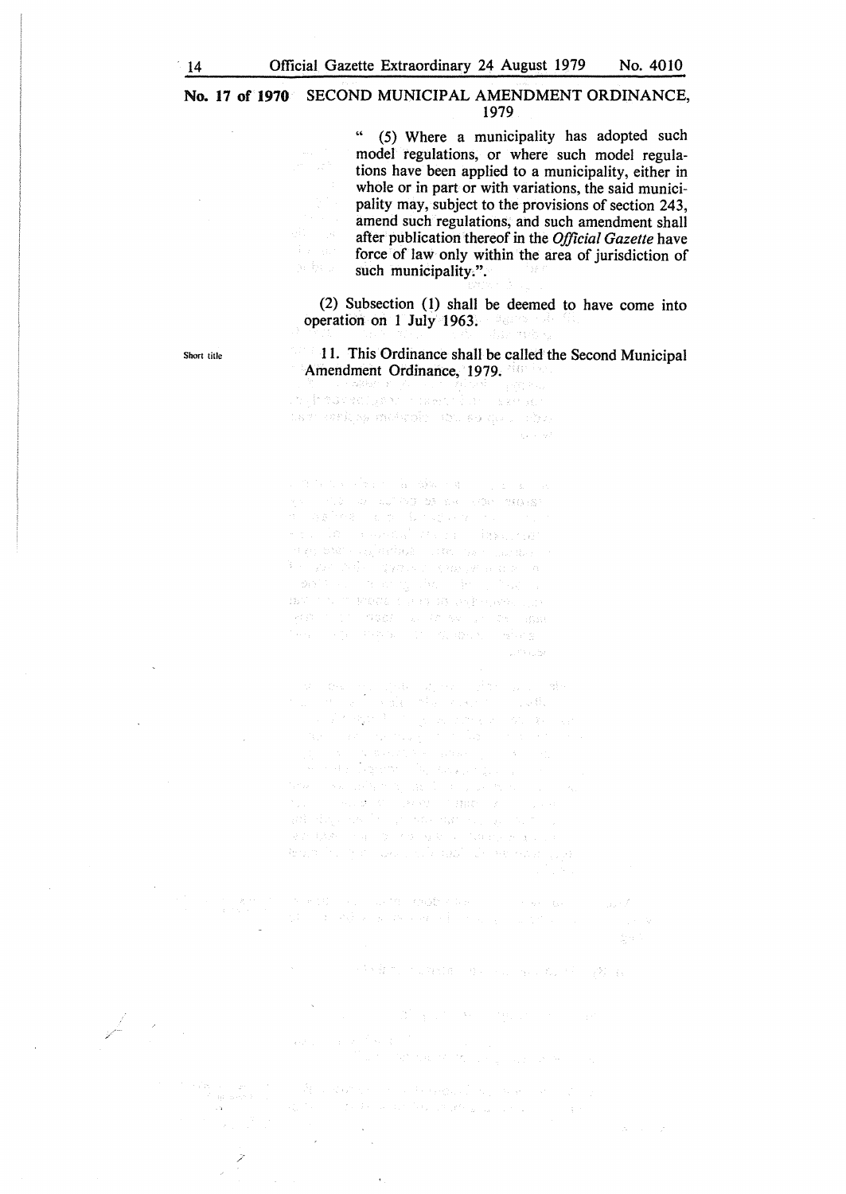**No. 17 of 1970** SECOND MUNICIPAL AMENDMENT ORDINANCE, 1979

" (5) Where a municipality has adopted such model regulations, or where such model regulations have been applied to a municipality, either in whole or in part or with variations, the said municipality may, subject to the provisions of section 243, amend such regulations, and such amendment shall after publication thereof in the *Official Gazette* have force of law only within the area of jurisdiction of such municipality.".

(2) Subsection (1) shall be deemed to have come into operation on 1 July 1963.

Short title

11. This Ordinance shall be called the Second Municipal Amendment Ordinance, 1979.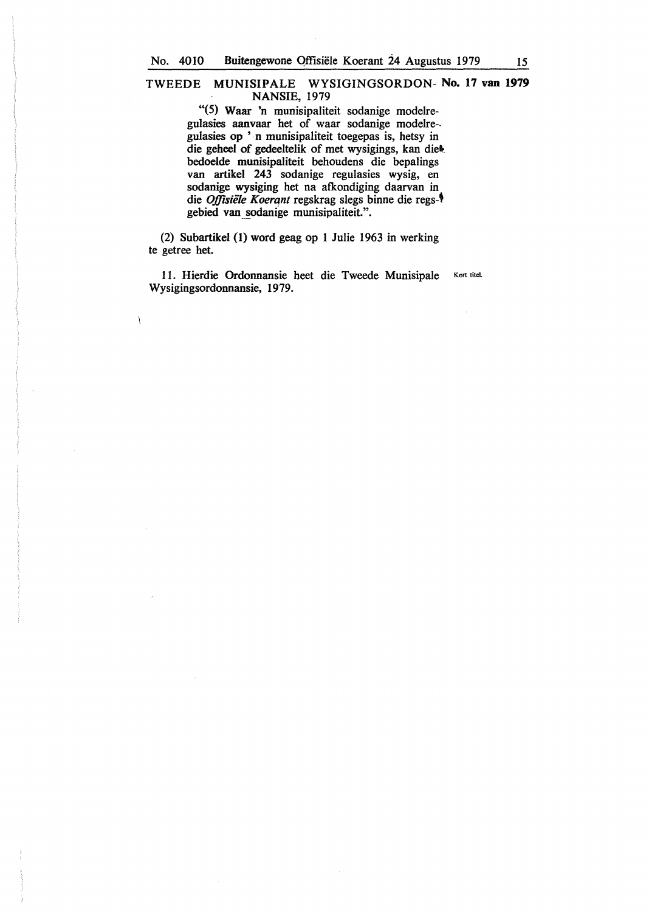TWEEDE MUNISIPALE WYSIGINGSORDONNANSIE, 1979 **No. 17 van 1979**

"(5) Waar 'n munisipaliteit sodanige modelregulasies aanvaar het of waar sodanige modelregulasies op 'n munisipaliteit toegepas is, hetsy in die geheel of gedeeltelik of met wysigings, kan die bedoelde munisipaliteit behoudens die bepalings van artikel 243 sodanige regulasies wysig, en sodanige wysiging het na afkondiging daarvan in die *Offisiële Koerant* regskrag slegs binne die regsgebied van sodanige munisipaliteit.".

(2) Subartikel (1) word geag op 1 Julie 1963 in werking te getree het.

11. Hierdie Ordonnansie heet die Tweede Munisipale Wysigingsordonnansie, 1979. Kort titel.